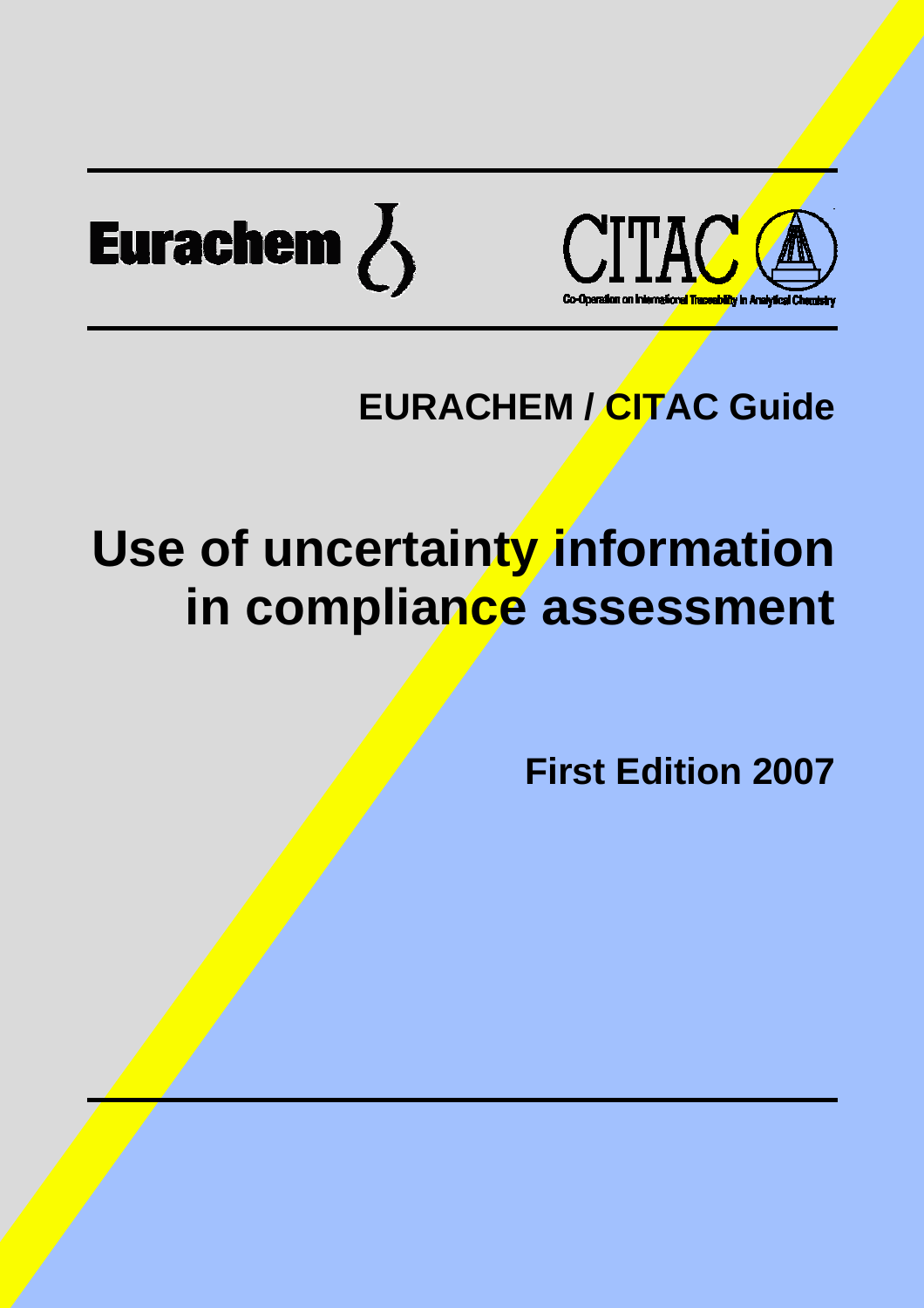Eurachem

CITAC

Co-Operation on International Traceability in Analytical Chemistry

## EURACHEM / CITAC Guide

# Use of uncertainty information in compliance assessment

**First Edition 2007**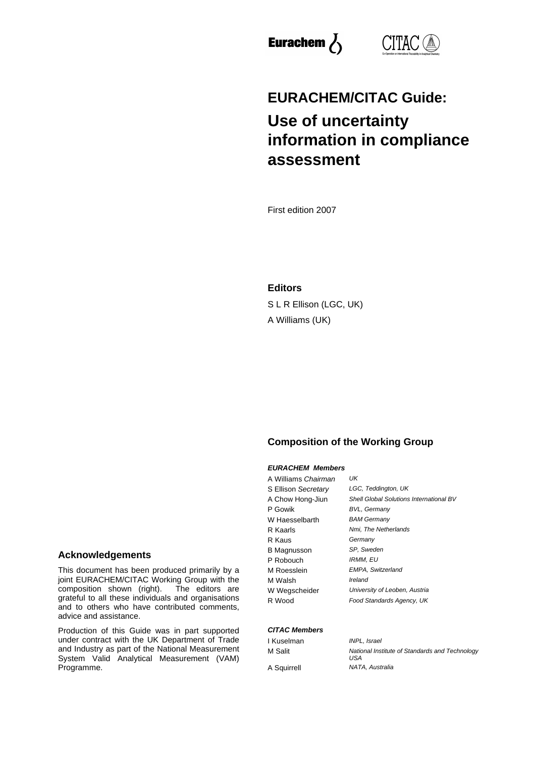Eurachem

CITAC

# EURACHEM/CITAC Guide:

# Use of uncertainty information in compliance assessment

First edition 2007

## Editors

S L R Ellison (LGC, UK)

A Williams (UK)

## Composition of the Working Group

***EURACHEM Members***

| | |
|---|---|
| A Williams *Chairman* | *UK* |
| S Ellison *Secretary* | *LGC, Teddington, UK* |
| A Chow Hong-Jiun | *Shell Global Solutions International BV* |
| P Gowik | *BVL, Germany* |
| W Haesselbarth | *BAM Germany* |
| R Kaarls | *Nmi, The Netherlands* |
| R Kaus | *Germany* |
| B Magnusson | *SP, Sweden* |
| P Robouch | *IRMM, EU* |
| M Roesslein | *EMPA, Switzerland* |
| M Walsh | *Ireland* |
| W Wegscheider | *University of Leoben, Austria* |
| R Wood | *Food Standards Agency, UK* |

***CITAC Members***

| | |
|---|---|
| I Kuselman | *INPL, Israel* |
| M Salit | *National Institute of Standards and Technology USA* |
| A Squirrell | *NATA, Australia* |

## Acknowledgements

This document has been produced primarily by a joint EURACHEM/CITAC Working Group with the composition shown (right). The editors are grateful to all these individuals and organisations and to others who have contributed comments, advice and assistance.

Production of this Guide was in part supported under contract with the UK Department of Trade and Industry as part of the National Measurement System Valid Analytical Measurement (VAM) Programme.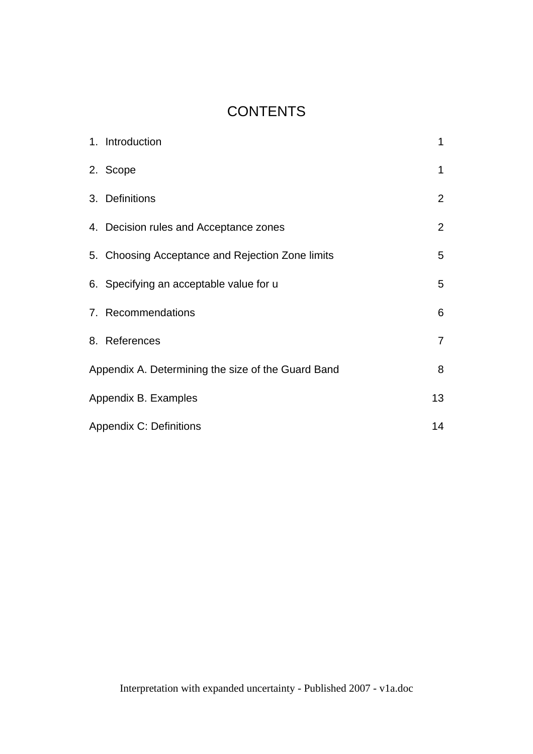# CONTENTS

| | |
|---|---|
| 1. Introduction | 1 |
| 2. Scope | 1 |
| 3. Definitions | 2 |
| 4. Decision rules and Acceptance zones | 2 |
| 5. Choosing Acceptance and Rejection Zone limits | 5 |
| 6. Specifying an acceptable value for u | 5 |
| 7. Recommendations | 6 |
| 8. References | 7 |
| Appendix A. Determining the size of the Guard Band | 8 |
| Appendix B. Examples | 13 |
| Appendix C: Definitions | 14 |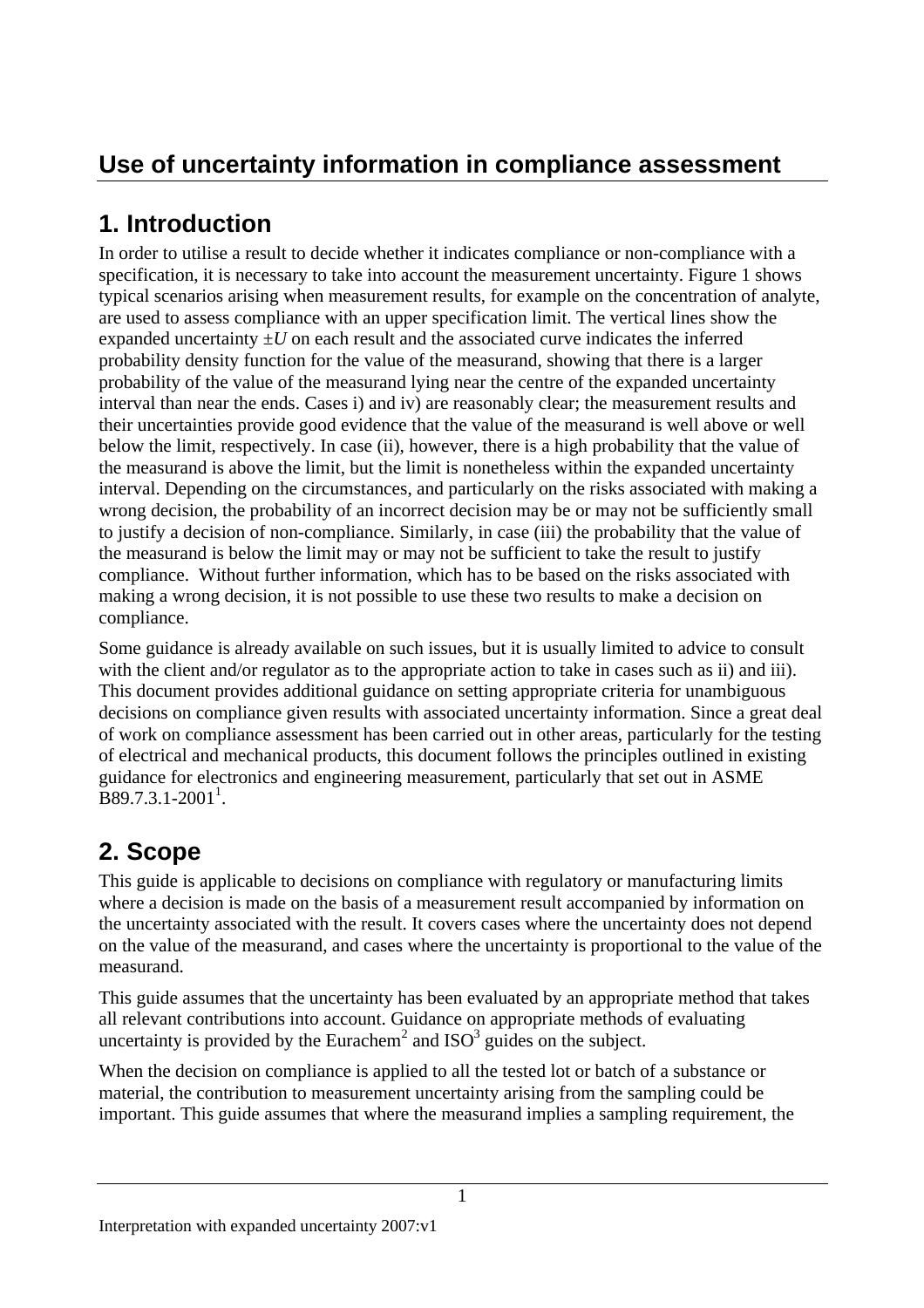# Use of uncertainty information in compliance assessment

## 1. Introduction

In order to utilise a result to decide whether it indicates compliance or non-compliance with a specification, it is necessary to take into account the measurement uncertainty. Figure 1 shows typical scenarios arising when measurement results, for example on the concentration of analyte, are used to assess compliance with an upper specification limit. The vertical lines show the expanded uncertainty $\pm U$ on each result and the associated curve indicates the inferred probability density function for the value of the measurand, showing that there is a larger probability of the value of the measurand lying near the centre of the expanded uncertainty interval than near the ends. Cases i) and iv) are reasonably clear; the measurement results and their uncertainties provide good evidence that the value of the measurand is well above or well below the limit, respectively. In case (ii), however, there is a high probability that the value of the measurand is above the limit, but the limit is nonetheless within the expanded uncertainty interval. Depending on the circumstances, and particularly on the risks associated with making a wrong decision, the probability of an incorrect decision may be or may not be sufficiently small to justify a decision of non-compliance. Similarly, in case (iii) the probability that the value of the measurand is below the limit may or may not be sufficient to take the result to justify compliance. Without further information, which has to be based on the risks associated with making a wrong decision, it is not possible to use these two results to make a decision on compliance.

Some guidance is already available on such issues, but it is usually limited to advice to consult with the client and/or regulator as to the appropriate action to take in cases such as ii) and iii). This document provides additional guidance on setting appropriate criteria for unambiguous decisions on compliance given results with associated uncertainty information. Since a great deal of work on compliance assessment has been carried out in other areas, particularly for the testing of electrical and mechanical products, this document follows the principles outlined in existing guidance for electronics and engineering measurement, particularly that set out in ASME B89.7.3.1-2001[1].

## 2. Scope

This guide is applicable to decisions on compliance with regulatory or manufacturing limits where a decision is made on the basis of a measurement result accompanied by information on the uncertainty associated with the result. It covers cases where the uncertainty does not depend on the value of the measurand, and cases where the uncertainty is proportional to the value of the measurand.

This guide assumes that the uncertainty has been evaluated by an appropriate method that takes all relevant contributions into account. Guidance on appropriate methods of evaluating uncertainty is provided by the Eurachem[2] and ISO[3] guides on the subject.

When the decision on compliance is applied to all the tested lot or batch of a substance or material, the contribution to measurement uncertainty arising from the sampling could be important. This guide assumes that where the measurand implies a sampling requirement, the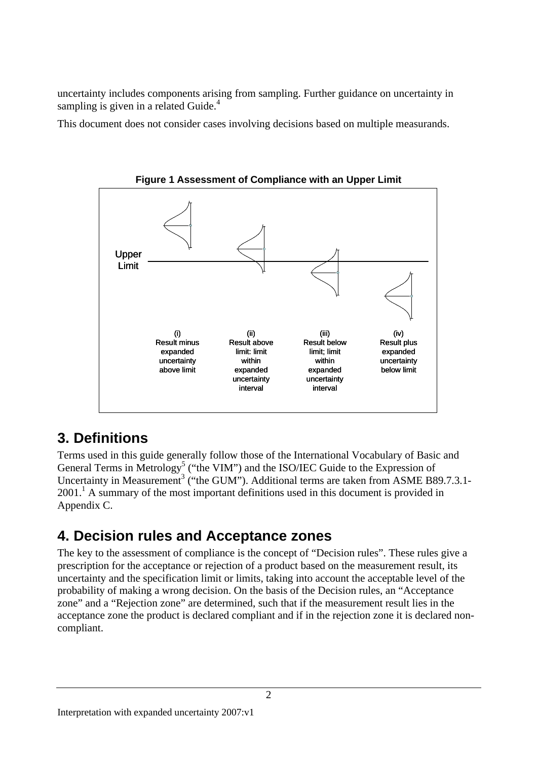uncertainty includes components arising from sampling. Further guidance on uncertainty in sampling is given in a related Guide.[4]

This document does not consider cases involving decisions based on multiple measurands.

**Figure 1 Assessment of Compliance with an Upper Limit**

Upper Limit

(i) Result minus expanded uncertainty above limit

(ii) Result above limit: limit within expanded uncertainty interval

(iii) Result below limit; limit within expanded uncertainty interval

(iv) Result plus expanded uncertainty below limit

## 3. Definitions

Terms used in this guide generally follow those of the International Vocabulary of Basic and General Terms in Metrology[5] ("the VIM") and the ISO/IEC Guide to the Expression of Uncertainty in Measurement[3] ("the GUM"). Additional terms are taken from ASME B89.7.3.1-2001.[1] A summary of the most important definitions used in this document is provided in Appendix C.

## 4. Decision rules and Acceptance zones

The key to the assessment of compliance is the concept of "Decision rules". These rules give a prescription for the acceptance or rejection of a product based on the measurement result, its uncertainty and the specification limit or limits, taking into account the acceptable level of the probability of making a wrong decision. On the basis of the Decision rules, an "Acceptance zone" and a "Rejection zone" are determined, such that if the measurement result lies in the acceptance zone the product is declared compliant and if in the rejection zone it is declared non-compliant.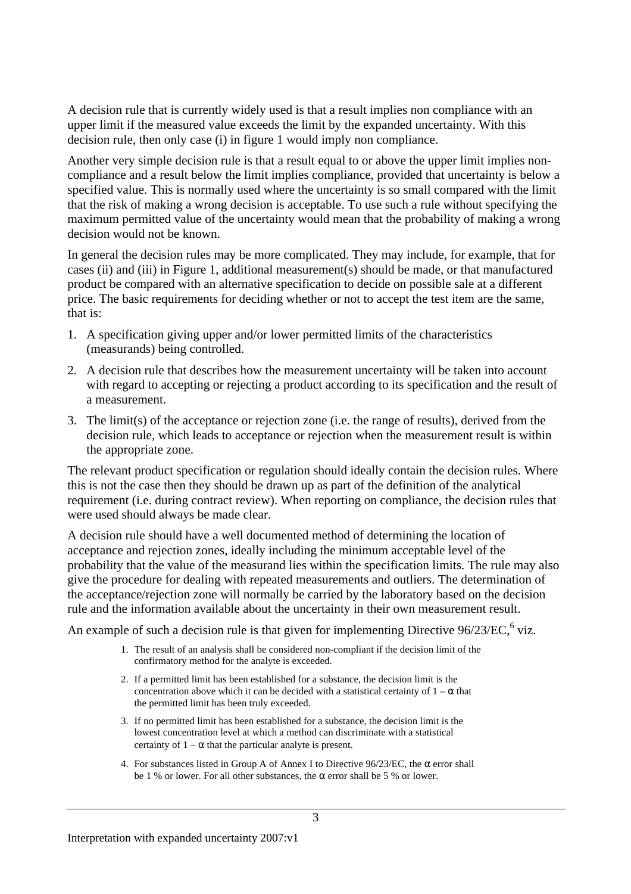A decision rule that is currently widely used is that a result implies non compliance with an upper limit if the measured value exceeds the limit by the expanded uncertainty. With this decision rule, then only case (i) in figure 1 would imply non compliance.

Another very simple decision rule is that a result equal to or above the upper limit implies non-compliance and a result below the limit implies compliance, provided that uncertainty is below a specified value. This is normally used where the uncertainty is so small compared with the limit that the risk of making a wrong decision is acceptable. To use such a rule without specifying the maximum permitted value of the uncertainty would mean that the probability of making a wrong decision would not be known.

In general the decision rules may be more complicated. They may include, for example, that for cases (ii) and (iii) in Figure 1, additional measurement(s) should be made, or that manufactured product be compared with an alternative specification to decide on possible sale at a different price. The basic requirements for deciding whether or not to accept the test item are the same, that is:

1. A specification giving upper and/or lower permitted limits of the characteristics (measurands) being controlled.
2. A decision rule that describes how the measurement uncertainty will be taken into account with regard to accepting or rejecting a product according to its specification and the result of a measurement.
3. The limit(s) of the acceptance or rejection zone (i.e. the range of results), derived from the decision rule, which leads to acceptance or rejection when the measurement result is within the appropriate zone.

The relevant product specification or regulation should ideally contain the decision rules. Where this is not the case then they should be drawn up as part of the definition of the analytical requirement (i.e. during contract review). When reporting on compliance, the decision rules that were used should always be made clear.

A decision rule should have a well documented method of determining the location of acceptance and rejection zones, ideally including the minimum acceptable level of the probability that the value of the measurand lies within the specification limits. The rule may also give the procedure for dealing with repeated measurements and outliers. The determination of the acceptance/rejection zone will normally be carried by the laboratory based on the decision rule and the information available about the uncertainty in their own measurement result.

An example of such a decision rule is that given for implementing Directive 96/23/EC,[6] viz.

> 1. The result of an analysis shall be considered non-compliant if the decision limit of the confirmatory method for the analyte is exceeded.
> 2. If a permitted limit has been established for a substance, the decision limit is the concentration above which it can be decided with a statistical certainty of $1 - \alpha$ that the permitted limit has been truly exceeded.
> 3. If no permitted limit has been established for a substance, the decision limit is the lowest concentration level at which a method can discriminate with a statistical certainty of $1 - \alpha$ that the particular analyte is present.
> 4. For substances listed in Group A of Annex I to Directive 96/23/EC, the $\alpha$ error shall be 1 % or lower. For all other substances, the $\alpha$ error shall be 5 % or lower.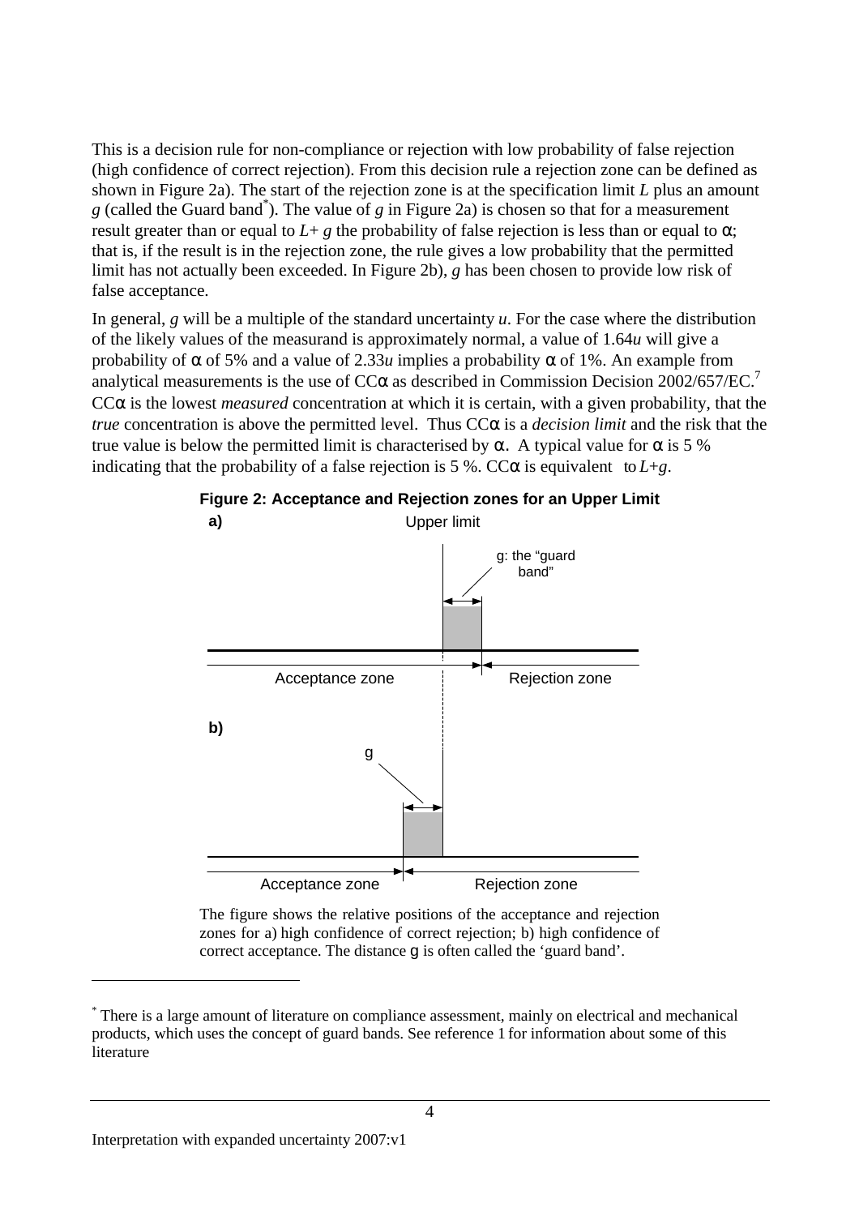This is a decision rule for non-compliance or rejection with low probability of false rejection (high confidence of correct rejection). From this decision rule a rejection zone can be defined as shown in Figure 2a). The start of the rejection zone is at the specification limit *L* plus an amount *g* (called the Guard band*). The value of *g* in Figure 2a) is chosen so that for a measurement result greater than or equal to $L+g$ the probability of false rejection is less than or equal to α; that is, if the result is in the rejection zone, the rule gives a low probability that the permitted limit has not actually been exceeded. In Figure 2b), *g* has been chosen to provide low risk of false acceptance.

In general, *g* will be a multiple of the standard uncertainty *u*. For the case where the distribution of the likely values of the measurand is approximately normal, a value of $1.64u$ will give a probability of α of 5% and a value of $2.33u$ implies a probability α of 1%. An example from analytical measurements is the use of CCα as described in Commission Decision 2002/657/EC.[7] CCα is the lowest *measured* concentration at which it is certain, with a given probability, that the *true* concentration is above the permitted level. Thus CCα is a *decision limit* and the risk that the true value is below the permitted limit is characterised by α. A typical value for α is 5 % indicating that the probability of a false rejection is 5 %. CCα is equivalent to $L+g$.

**Figure 2: Acceptance and Rejection zones for an Upper Limit**

**a)** Upper limit — g: the "guard band" — Acceptance zone | Rejection zone

**b)** g — Acceptance zone | Rejection zone

The figure shows the relative positions of the acceptance and rejection zones for a) high confidence of correct rejection; b) high confidence of correct acceptance. The distance g is often called the 'guard band'.

---

* There is a large amount of literature on compliance assessment, mainly on electrical and mechanical products, which uses the concept of guard bands. See reference 1 for information about some of this literature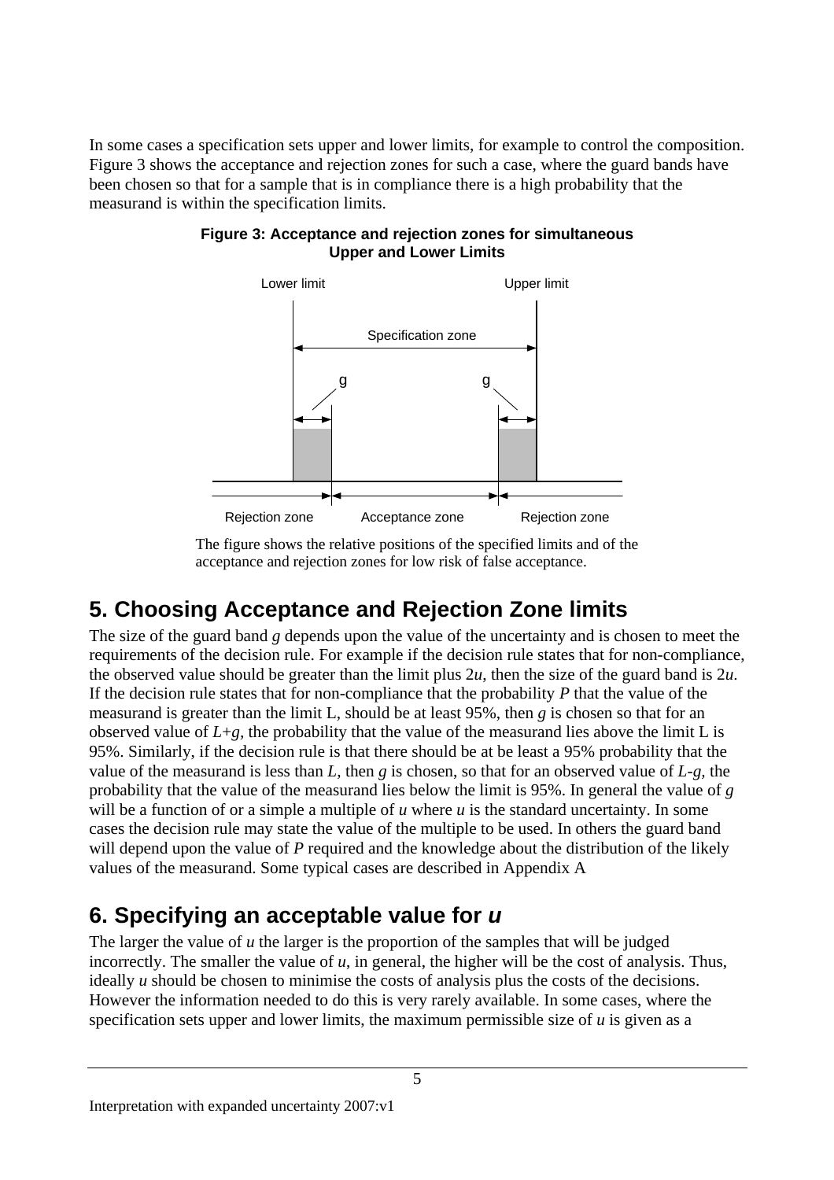In some cases a specification sets upper and lower limits, for example to control the composition. Figure 3 shows the acceptance and rejection zones for such a case, where the guard bands have been chosen so that for a sample that is in compliance there is a high probability that the measurand is within the specification limits.

**Figure 3: Acceptance and rejection zones for simultaneous Upper and Lower Limits**

Lower limit · Upper limit · Specification zone · g · g · Rejection zone · Acceptance zone · Rejection zone

The figure shows the relative positions of the specified limits and of the acceptance and rejection zones for low risk of false acceptance.

## 5. Choosing Acceptance and Rejection Zone limits

The size of the guard band $g$ depends upon the value of the uncertainty and is chosen to meet the requirements of the decision rule. For example if the decision rule states that for non-compliance, the observed value should be greater than the limit plus $2u$, then the size of the guard band is $2u$. If the decision rule states that for non-compliance that the probability $P$ that the value of the measurand is greater than the limit L, should be at least 95%, then $g$ is chosen so that for an observed value of $L+g$, the probability that the value of the measurand lies above the limit L is 95%. Similarly, if the decision rule is that there should be at be least a 95% probability that the value of the measurand is less than $L$, then $g$ is chosen, so that for an observed value of $L-g$, the probability that the value of the measurand lies below the limit is 95%. In general the value of $g$ will be a function of or a simple a multiple of $u$ where $u$ is the standard uncertainty. In some cases the decision rule may state the value of the multiple to be used. In others the guard band will depend upon the value of $P$ required and the knowledge about the distribution of the likely values of the measurand. Some typical cases are described in Appendix A

## 6. Specifying an acceptable value for *u*

The larger the value of $u$ the larger is the proportion of the samples that will be judged incorrectly. The smaller the value of $u$, in general, the higher will be the cost of analysis. Thus, ideally $u$ should be chosen to minimise the costs of analysis plus the costs of the decisions. However the information needed to do this is very rarely available. In some cases, where the specification sets upper and lower limits, the maximum permissible size of $u$ is given as a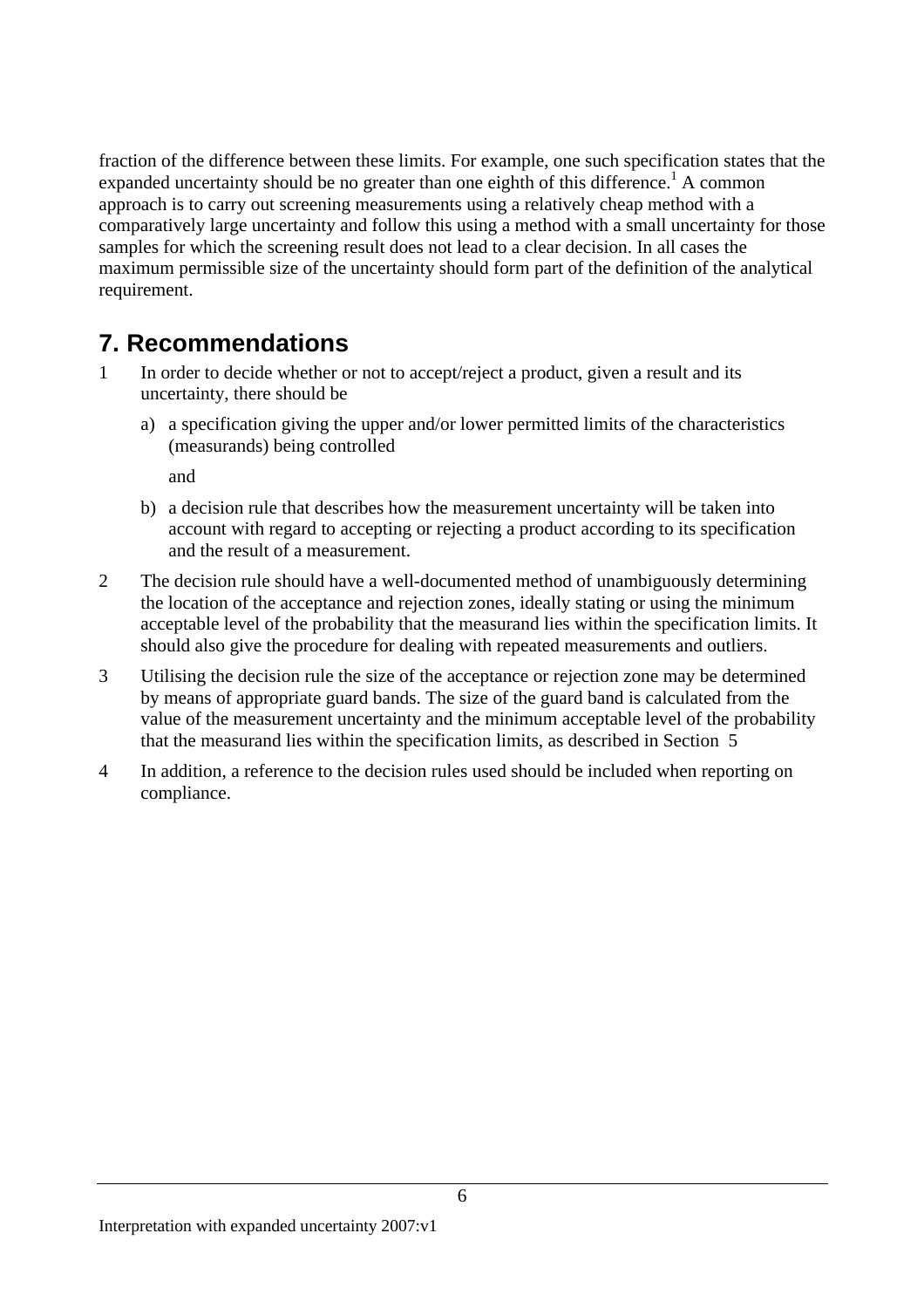fraction of the difference between these limits. For example, one such specification states that the expanded uncertainty should be no greater than one eighth of this difference.[1] A common approach is to carry out screening measurements using a relatively cheap method with a comparatively large uncertainty and follow this using a method with a small uncertainty for those samples for which the screening result does not lead to a clear decision. In all cases the maximum permissible size of the uncertainty should form part of the definition of the analytical requirement.

## 7. Recommendations

1. In order to decide whether or not to accept/reject a product, given a result and its uncertainty, there should be

   a) a specification giving the upper and/or lower permitted limits of the characteristics (measurands) being controlled

   and

   b) a decision rule that describes how the measurement uncertainty will be taken into account with regard to accepting or rejecting a product according to its specification and the result of a measurement.

2. The decision rule should have a well-documented method of unambiguously determining the location of the acceptance and rejection zones, ideally stating or using the minimum acceptable level of the probability that the measurand lies within the specification limits. It should also give the procedure for dealing with repeated measurements and outliers.

3. Utilising the decision rule the size of the acceptance or rejection zone may be determined by means of appropriate guard bands. The size of the guard band is calculated from the value of the measurement uncertainty and the minimum acceptable level of the probability that the measurand lies within the specification limits, as described in Section 5

4. In addition, a reference to the decision rules used should be included when reporting on compliance.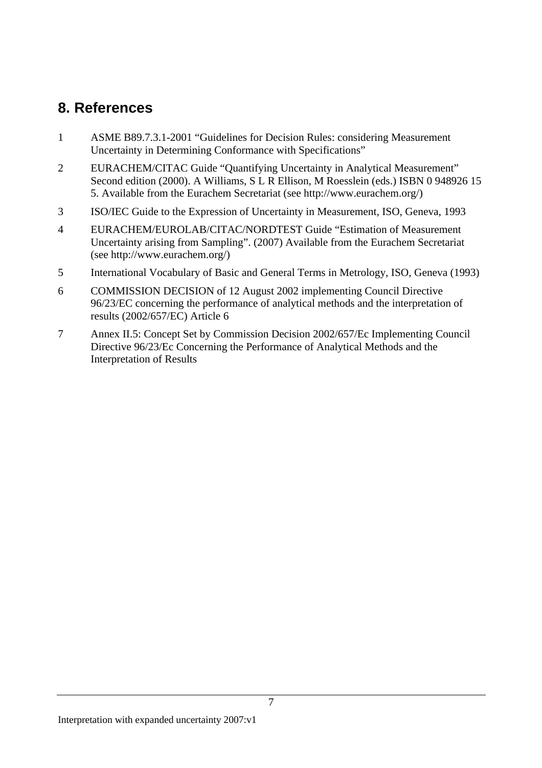## 8. References

1. ASME B89.7.3.1-2001 “Guidelines for Decision Rules: considering Measurement Uncertainty in Determining Conformance with Specifications”

2. EURACHEM/CITAC Guide “Quantifying Uncertainty in Analytical Measurement” Second edition (2000). A Williams, S L R Ellison, M Roesslein (eds.) ISBN 0 948926 15 5. Available from the Eurachem Secretariat (see http://www.eurachem.org/)

3. ISO/IEC Guide to the Expression of Uncertainty in Measurement, ISO, Geneva, 1993

4. EURACHEM/EUROLAB/CITAC/NORDTEST Guide “Estimation of Measurement Uncertainty arising from Sampling”. (2007) Available from the Eurachem Secretariat (see http://www.eurachem.org/)

5. International Vocabulary of Basic and General Terms in Metrology, ISO, Geneva (1993)

6. COMMISSION DECISION of 12 August 2002 implementing Council Directive 96/23/EC concerning the performance of analytical methods and the interpretation of results (2002/657/EC) Article 6

7. Annex II.5: Concept Set by Commission Decision 2002/657/Ec Implementing Council Directive 96/23/Ec Concerning the Performance of Analytical Methods and the Interpretation of Results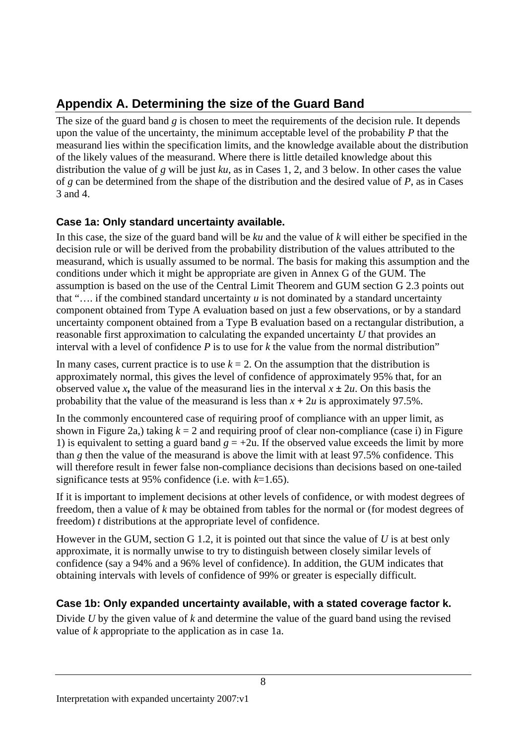## Appendix A. Determining the size of the Guard Band

The size of the guard band $g$ is chosen to meet the requirements of the decision rule. It depends upon the value of the uncertainty, the minimum acceptable level of the probability $P$ that the measurand lies within the specification limits, and the knowledge available about the distribution of the likely values of the measurand. Where there is little detailed knowledge about this distribution the value of $g$ will be just $ku$, as in Cases 1, 2, and 3 below. In other cases the value of $g$ can be determined from the shape of the distribution and the desired value of $P$, as in Cases 3 and 4.

### Case 1a: Only standard uncertainty available.

In this case, the size of the guard band will be $ku$ and the value of $k$ will either be specified in the decision rule or will be derived from the probability distribution of the values attributed to the measurand, which is usually assumed to be normal. The basis for making this assumption and the conditions under which it might be appropriate are given in Annex G of the GUM. The assumption is based on the use of the Central Limit Theorem and GUM section G 2.3 points out that "…. if the combined standard uncertainty $u$ is not dominated by a standard uncertainty component obtained from Type A evaluation based on just a few observations, or by a standard uncertainty component obtained from a Type B evaluation based on a rectangular distribution, a reasonable first approximation to calculating the expanded uncertainty $U$ that provides an interval with a level of confidence $P$ is to use for $k$ the value from the normal distribution"

In many cases, current practice is to use $k = 2$. On the assumption that the distribution is approximately normal, this gives the level of confidence of approximately 95% that, for an observed value $x$**,** the value of the measurand lies in the interval $x \pm 2u$. On this basis the probability that the value of the measurand is less than $x + 2u$ is approximately 97.5%.

In the commonly encountered case of requiring proof of compliance with an upper limit, as shown in Figure 2a,) taking $k = 2$ and requiring proof of clear non-compliance (case i) in Figure 1) is equivalent to setting a guard band $g = +2u$. If the observed value exceeds the limit by more than $g$ then the value of the measurand is above the limit with at least 97.5% confidence. This will therefore result in fewer false non-compliance decisions than decisions based on one-tailed significance tests at 95% confidence (i.e. with $k$=1.65).

If it is important to implement decisions at other levels of confidence, or with modest degrees of freedom, then a value of $k$ may be obtained from tables for the normal or (for modest degrees of freedom) $t$ distributions at the appropriate level of confidence.

However in the GUM, section G 1.2, it is pointed out that since the value of $U$ is at best only approximate, it is normally unwise to try to distinguish between closely similar levels of confidence (say a 94% and a 96% level of confidence). In addition, the GUM indicates that obtaining intervals with levels of confidence of 99% or greater is especially difficult.

### Case 1b: Only expanded uncertainty available, with a stated coverage factor k.

Divide $U$ by the given value of $k$ and determine the value of the guard band using the revised value of $k$ appropriate to the application as in case 1a.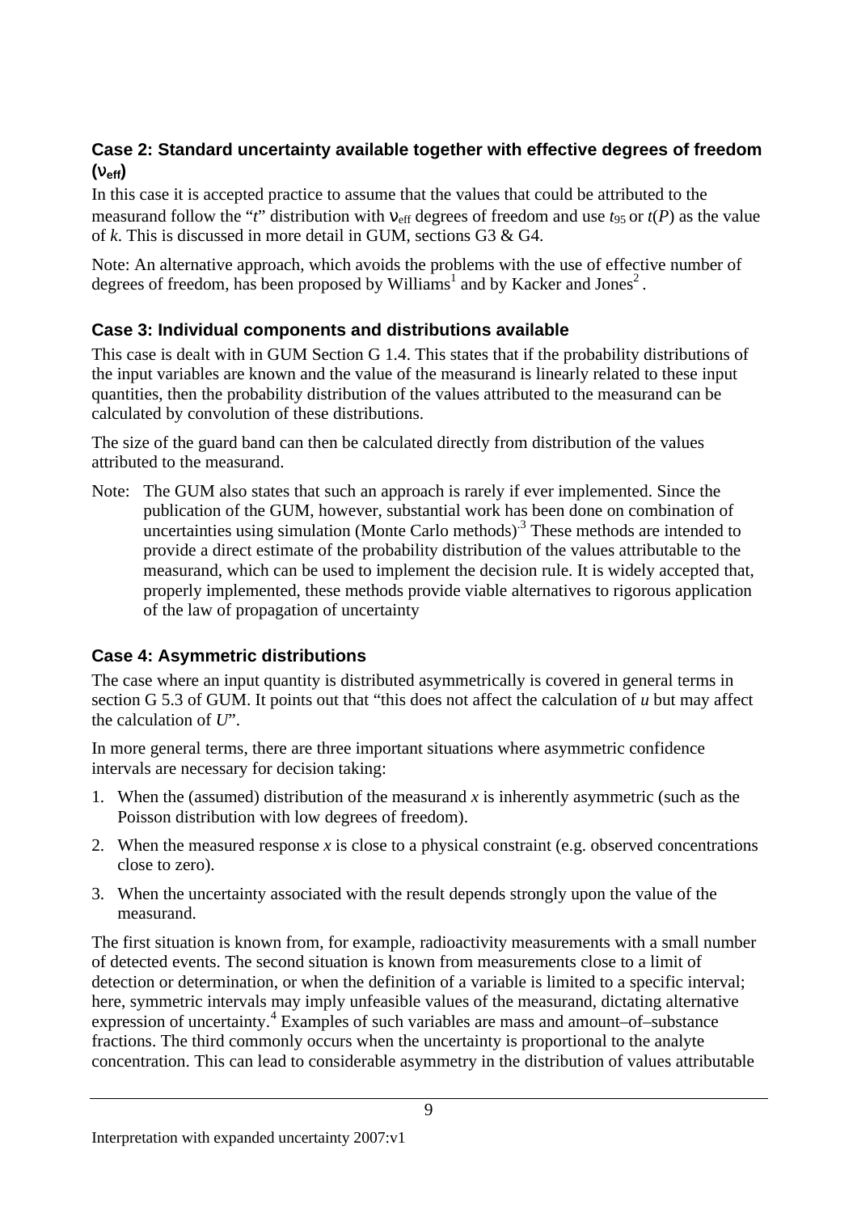### Case 2: Standard uncertainty available together with effective degrees of freedom ($\nu_{eff}$)

In this case it is accepted practice to assume that the values that could be attributed to the measurand follow the "*t*" distribution with $\nu_{eff}$ degrees of freedom and use $t_{95}$ or $t(P)$ as the value of $k$. This is discussed in more detail in GUM, sections G3 & G4.

Note: An alternative approach, which avoids the problems with the use of effective number of degrees of freedom, has been proposed by Williams[1] and by Kacker and Jones[2].

### Case 3: Individual components and distributions available

This case is dealt with in GUM Section G 1.4. This states that if the probability distributions of the input variables are known and the value of the measurand is linearly related to these input quantities, then the probability distribution of the values attributed to the measurand can be calculated by convolution of these distributions.

The size of the guard band can then be calculated directly from distribution of the values attributed to the measurand.

Note: The GUM also states that such an approach is rarely if ever implemented. Since the publication of the GUM, however, substantial work has been done on combination of uncertainties using simulation (Monte Carlo methods)[3] These methods are intended to provide a direct estimate of the probability distribution of the values attributable to the measurand, which can be used to implement the decision rule. It is widely accepted that, properly implemented, these methods provide viable alternatives to rigorous application of the law of propagation of uncertainty

### Case 4: Asymmetric distributions

The case where an input quantity is distributed asymmetrically is covered in general terms in section G 5.3 of GUM. It points out that "this does not affect the calculation of $u$ but may affect the calculation of $U$".

In more general terms, there are three important situations where asymmetric confidence intervals are necessary for decision taking:

1. When the (assumed) distribution of the measurand $x$ is inherently asymmetric (such as the Poisson distribution with low degrees of freedom).
2. When the measured response $x$ is close to a physical constraint (e.g. observed concentrations close to zero).
3. When the uncertainty associated with the result depends strongly upon the value of the measurand.

The first situation is known from, for example, radioactivity measurements with a small number of detected events. The second situation is known from measurements close to a limit of detection or determination, or when the definition of a variable is limited to a specific interval; here, symmetric intervals may imply unfeasible values of the measurand, dictating alternative expression of uncertainty.[4] Examples of such variables are mass and amount–of–substance fractions. The third commonly occurs when the uncertainty is proportional to the analyte concentration. This can lead to considerable asymmetry in the distribution of values attributable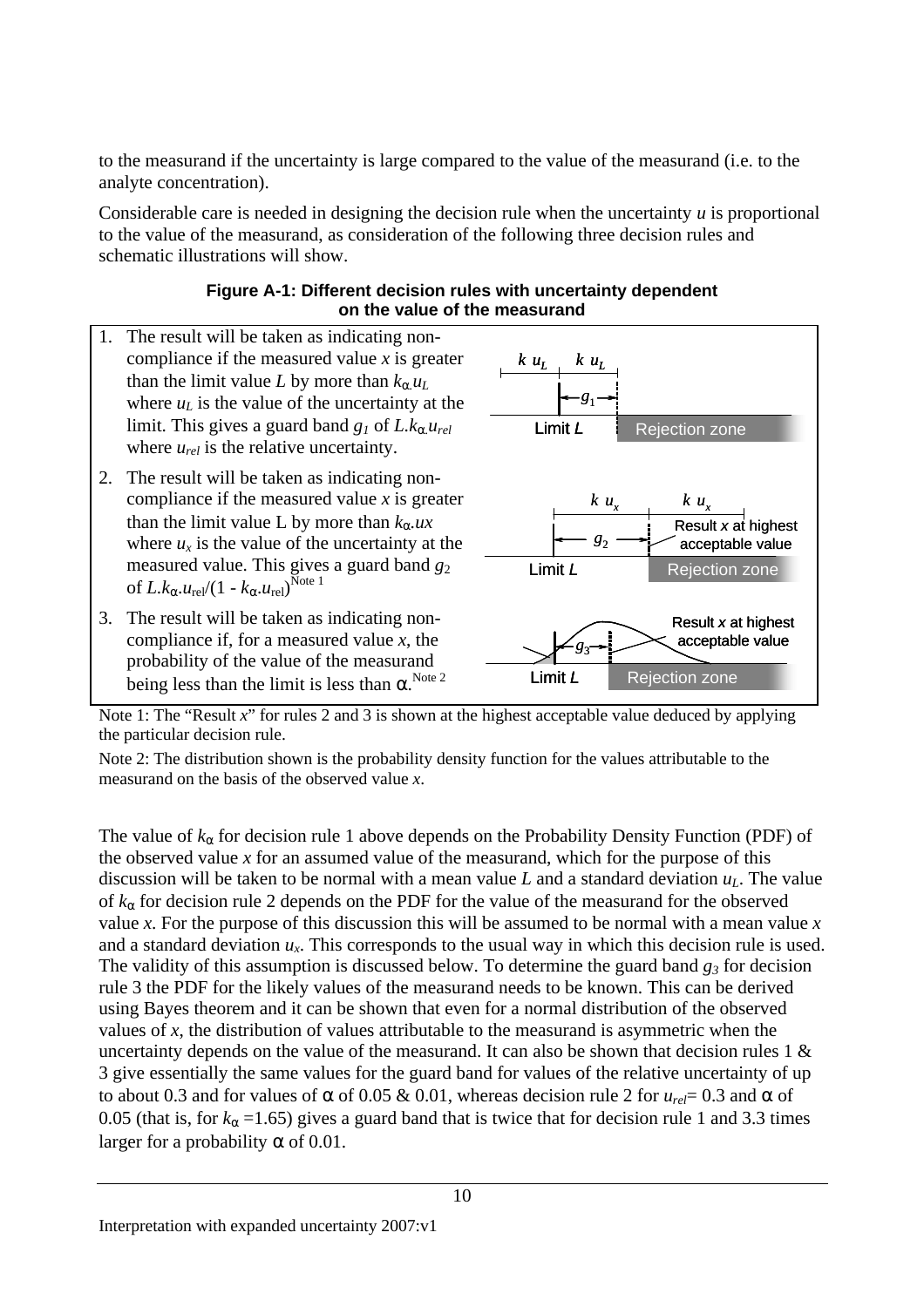to the measurand if the uncertainty is large compared to the value of the measurand (i.e. to the analyte concentration).

Considerable care is needed in designing the decision rule when the uncertainty $u$ is proportional to the value of the measurand, as consideration of the following three decision rules and schematic illustrations will show.

**Figure A-1: Different decision rules with uncertainty dependent on the value of the measurand**

1. The result will be taken as indicating non-compliance if the measured value $x$ is greater than the limit value $L$ by more than $k_\alpha.u_L$ where $u_L$ is the value of the uncertainty at the limit. This gives a guard band $g_1$ of $L.k_\alpha.u_{rel}$ where $u_{rel}$ is the relative uncertainty.
2. The result will be taken as indicating non-compliance if the measured value $x$ is greater than the limit value L by more than $k_\alpha.ux$ where $u_x$ is the value of the uncertainty at the measured value. This gives a guard band $g_2$ of $L.k_\alpha.u_{rel}/(1 - k_\alpha.u_{rel})$ Note 1
3. The result will be taken as indicating non-compliance if, for a measured value $x$, the probability of the value of the measurand being less than the limit is less than $\alpha$. Note 2

Note 1: The "Result $x$" for rules 2 and 3 is shown at the highest acceptable value deduced by applying the particular decision rule.

Note 2: The distribution shown is the probability density function for the values attributable to the measurand on the basis of the observed value $x$.

The value of $k_\alpha$ for decision rule 1 above depends on the Probability Density Function (PDF) of the observed value $x$ for an assumed value of the measurand, which for the purpose of this discussion will be taken to be normal with a mean value $L$ and a standard deviation $u_L$. The value of $k_\alpha$ for decision rule 2 depends on the PDF for the value of the measurand for the observed value $x$. For the purpose of this discussion this will be assumed to be normal with a mean value $x$ and a standard deviation $u_x$. This corresponds to the usual way in which this decision rule is used. The validity of this assumption is discussed below. To determine the guard band $g_3$ for decision rule 3 the PDF for the likely values of the measurand needs to be known. This can be derived using Bayes theorem and it can be shown that even for a normal distribution of the observed values of $x$, the distribution of values attributable to the measurand is asymmetric when the uncertainty depends on the value of the measurand. It can also be shown that decision rules 1 & 3 give essentially the same values for the guard band for values of the relative uncertainty of up to about 0.3 and for values of $\alpha$ of 0.05 & 0.01, whereas decision rule 2 for $u_{rel}$= 0.3 and $\alpha$ of 0.05 (that is, for $k_\alpha$ =1.65) gives a guard band that is twice that for decision rule 1 and 3.3 times larger for a probability $\alpha$ of 0.01.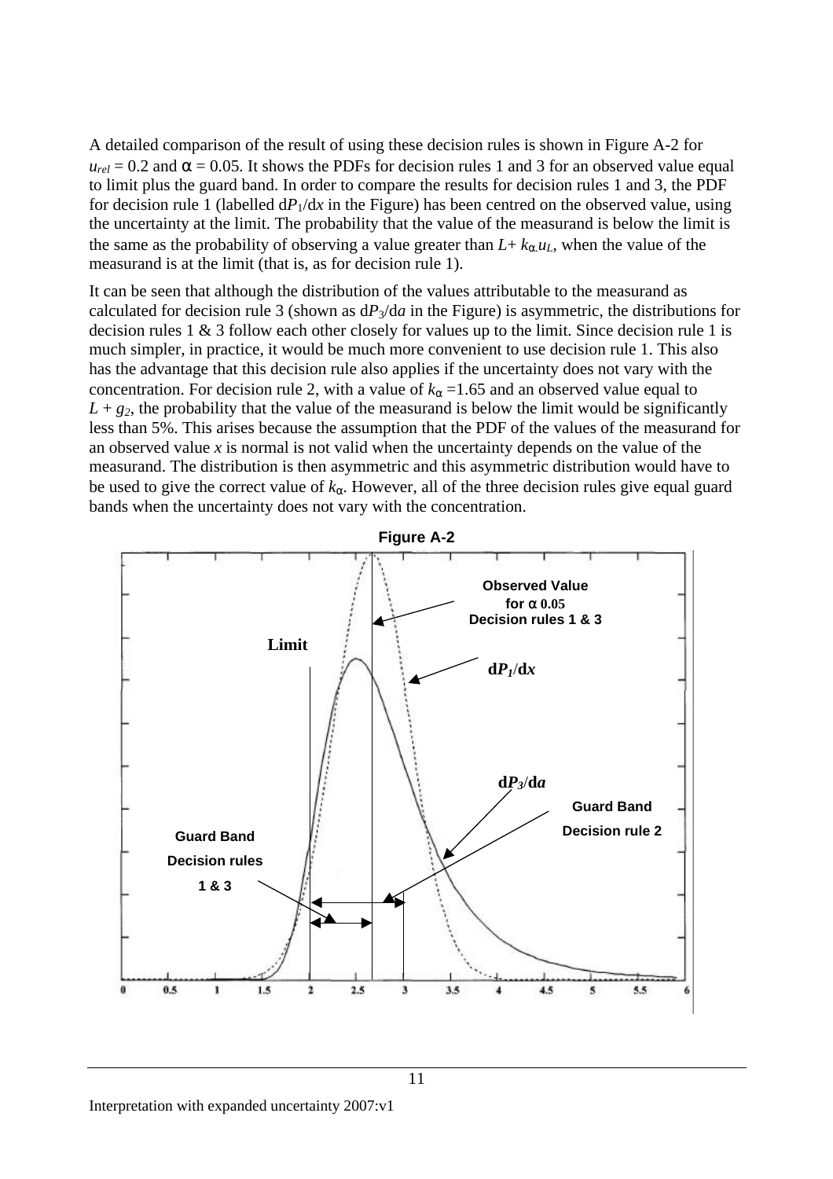A detailed comparison of the result of using these decision rules is shown in Figure A-2 for $u_{rel} = 0.2$ and $\alpha = 0.05$. It shows the PDFs for decision rules 1 and 3 for an observed value equal to limit plus the guard band. In order to compare the results for decision rules 1 and 3, the PDF for decision rule 1 (labelled $dP_1/dx$ in the Figure) has been centred on the observed value, using the uncertainty at the limit. The probability that the value of the measurand is below the limit is the same as the probability of observing a value greater than $L + k_\alpha u_L$, when the value of the measurand is at the limit (that is, as for decision rule 1).

It can be seen that although the distribution of the values attributable to the measurand as calculated for decision rule 3 (shown as $dP_3/da$ in the Figure) is asymmetric, the distributions for decision rules 1 & 3 follow each other closely for values up to the limit. Since decision rule 1 is much simpler, in practice, it would be much more convenient to use decision rule 1. This also has the advantage that this decision rule also applies if the uncertainty does not vary with the concentration. For decision rule 2, with a value of $k_\alpha = 1.65$ and an observed value equal to $L + g_2$, the probability that the value of the measurand is below the limit would be significantly less than 5%. This arises because the assumption that the PDF of the values of the measurand for an observed value $x$ is normal is not valid when the uncertainty depends on the value of the measurand. The distribution is then asymmetric and this asymmetric distribution would have to be used to give the correct value of $k_\alpha$. However, all of the three decision rules give equal guard bands when the uncertainty does not vary with the concentration.

**Figure A-2**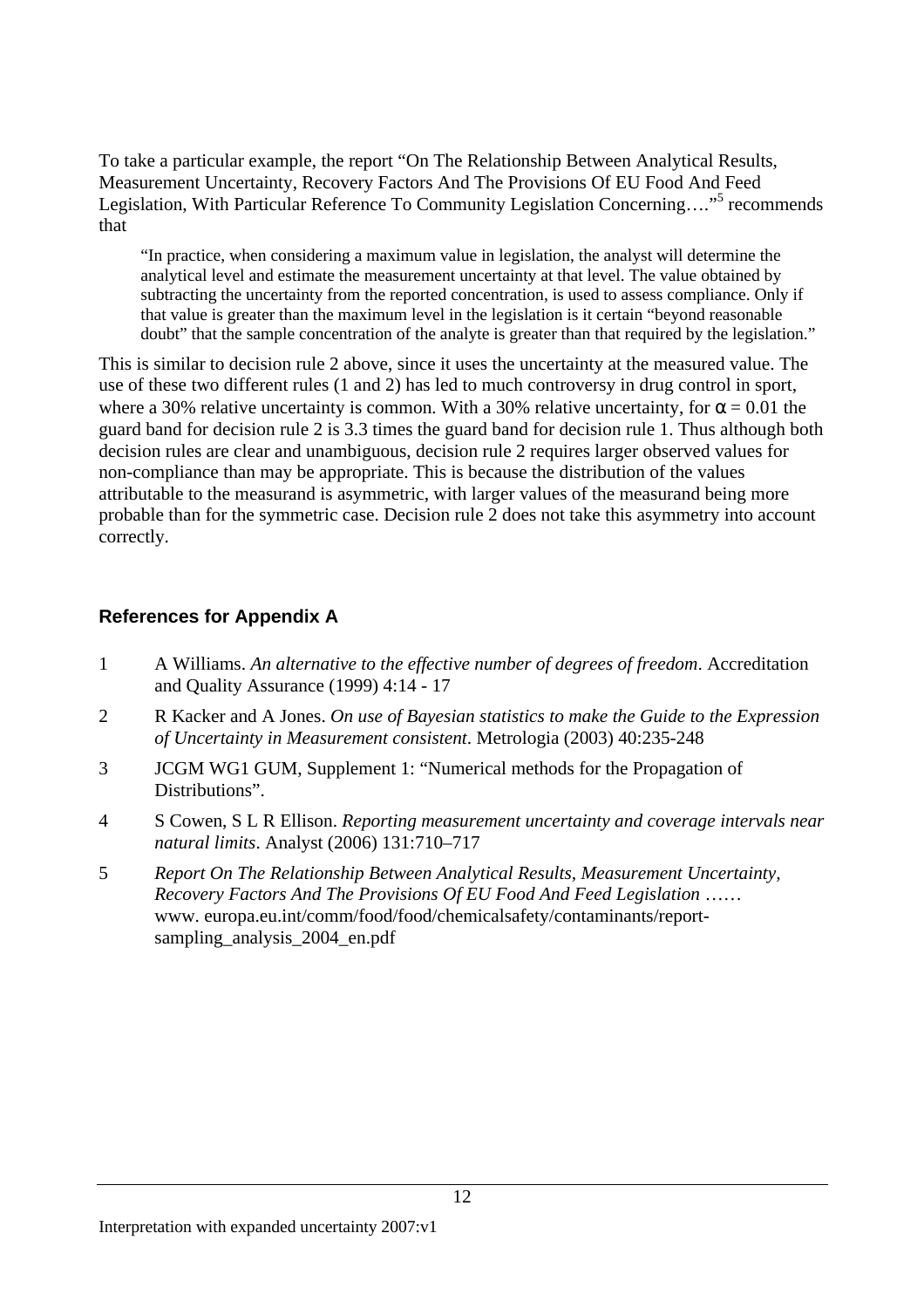To take a particular example, the report "On The Relationship Between Analytical Results, Measurement Uncertainty, Recovery Factors And The Provisions Of EU Food And Feed Legislation, With Particular Reference To Community Legislation Concerning…."[5] recommends that

> "In practice, when considering a maximum value in legislation, the analyst will determine the analytical level and estimate the measurement uncertainty at that level. The value obtained by subtracting the uncertainty from the reported concentration, is used to assess compliance. Only if that value is greater than the maximum level in the legislation is it certain "beyond reasonable doubt" that the sample concentration of the analyte is greater than that required by the legislation."

This is similar to decision rule 2 above, since it uses the uncertainty at the measured value. The use of these two different rules (1 and 2) has led to much controversy in drug control in sport, where a 30% relative uncertainty is common. With a 30% relative uncertainty, for $\alpha = 0.01$ the guard band for decision rule 2 is 3.3 times the guard band for decision rule 1. Thus although both decision rules are clear and unambiguous, decision rule 2 requires larger observed values for non-compliance than may be appropriate. This is because the distribution of the values attributable to the measurand is asymmetric, with larger values of the measurand being more probable than for the symmetric case. Decision rule 2 does not take this asymmetry into account correctly.

### References for Appendix A

1. A Williams. *An alternative to the effective number of degrees of freedom*. Accreditation and Quality Assurance (1999) 4:14 - 17
2. R Kacker and A Jones. *On use of Bayesian statistics to make the Guide to the Expression of Uncertainty in Measurement consistent*. Metrologia (2003) 40:235-248
3. JCGM WG1 GUM, Supplement 1: "Numerical methods for the Propagation of Distributions".
4. S Cowen, S L R Ellison. *Reporting measurement uncertainty and coverage intervals near natural limits*. Analyst (2006) 131:710–717
5. *Report On The Relationship Between Analytical Results, Measurement Uncertainty, Recovery Factors And The Provisions Of EU Food And Feed Legislation* …… www. europa.eu.int/comm/food/food/chemicalsafety/contaminants/report-sampling_analysis_2004_en.pdf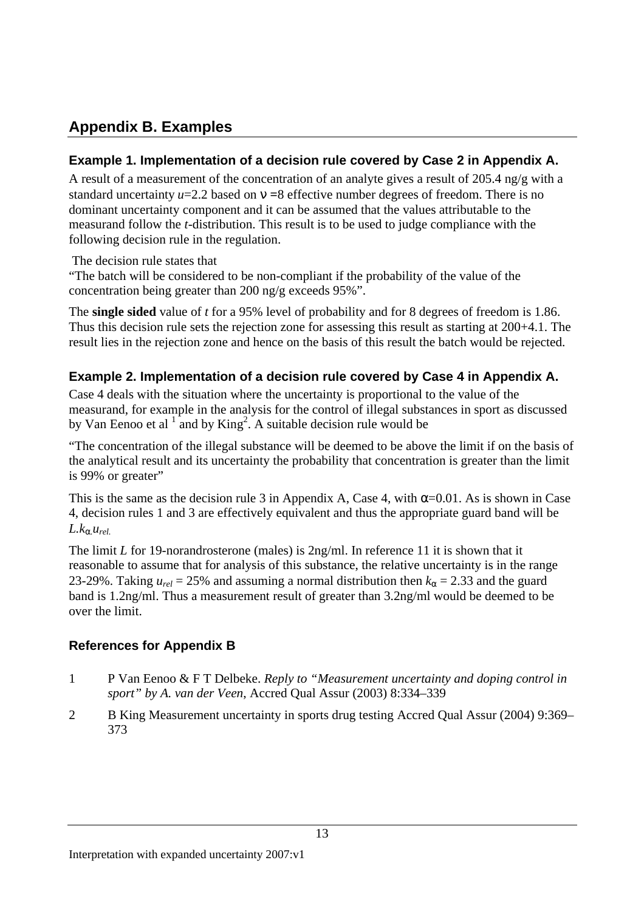## Appendix B. Examples

### Example 1. Implementation of a decision rule covered by Case 2 in Appendix A.

A result of a measurement of the concentration of an analyte gives a result of 205.4 ng/g with a standard uncertainty $u$=2.2 based on $\nu$ =8 effective number degrees of freedom. There is no dominant uncertainty component and it can be assumed that the values attributable to the measurand follow the *t*-distribution. This result is to be used to judge compliance with the following decision rule in the regulation.

The decision rule states that
"The batch will be considered to be non-compliant if the probability of the value of the concentration being greater than 200 ng/g exceeds 95%".

The **single sided** value of *t* for a 95% level of probability and for 8 degrees of freedom is 1.86. Thus this decision rule sets the rejection zone for assessing this result as starting at 200+4.1. The result lies in the rejection zone and hence on the basis of this result the batch would be rejected.

### Example 2. Implementation of a decision rule covered by Case 4 in Appendix A.

Case 4 deals with the situation where the uncertainty is proportional to the value of the measurand, for example in the analysis for the control of illegal substances in sport as discussed by Van Eenoo et al [1] and by King[2]. A suitable decision rule would be

"The concentration of the illegal substance will be deemed to be above the limit if on the basis of the analytical result and its uncertainty the probability that concentration is greater than the limit is 99% or greater"

This is the same as the decision rule 3 in Appendix A, Case 4, with $\alpha$=0.01. As is shown in Case 4, decision rules 1 and 3 are effectively equivalent and thus the appropriate guard band will be $L.k_{\alpha}.u_{rel.}$

The limit $L$ for 19-norandrosterone (males) is 2ng/ml. In reference 11 it is shown that it reasonable to assume that for analysis of this substance, the relative uncertainty is in the range 23-29%. Taking $u_{rel}$ = 25% and assuming a normal distribution then $k_{\alpha}$ = 2.33 and the guard band is 1.2ng/ml. Thus a measurement result of greater than 3.2ng/ml would be deemed to be over the limit.

### References for Appendix B

1 P Van Eenoo & F T Delbeke. *Reply to "Measurement uncertainty and doping control in sport" by A. van der Veen*, Accred Qual Assur (2003) 8:334–339

2 B King Measurement uncertainty in sports drug testing Accred Qual Assur (2004) 9:369–373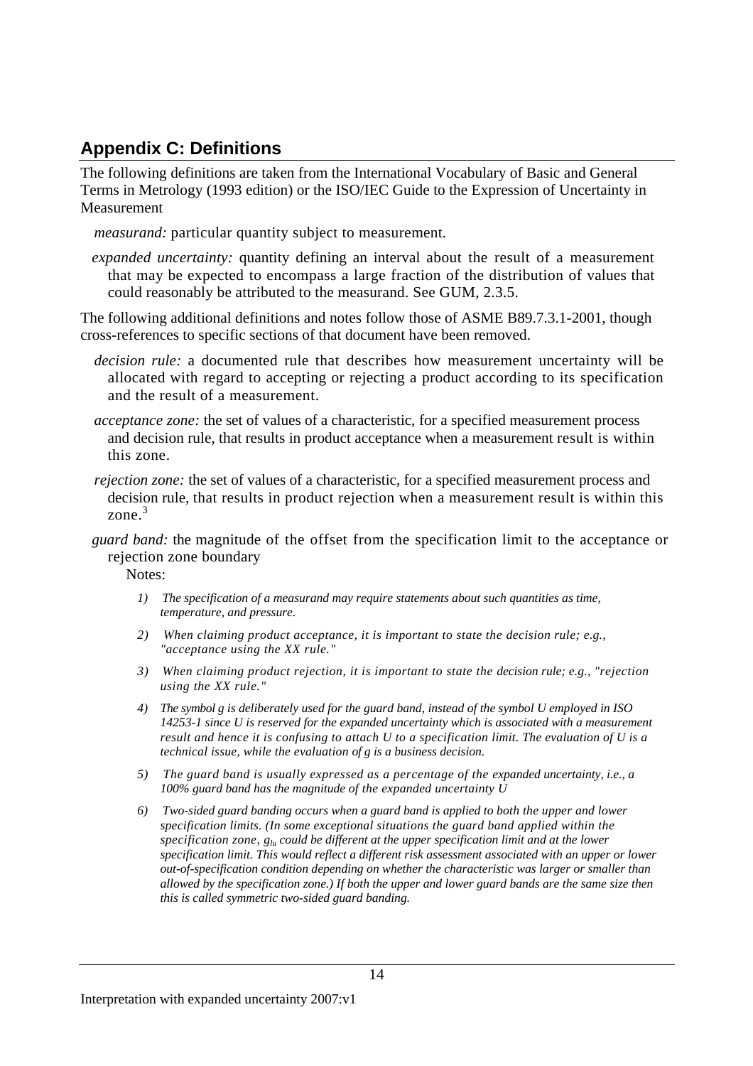## Appendix C: Definitions

The following definitions are taken from the International Vocabulary of Basic and General Terms in Metrology (1993 edition) or the ISO/IEC Guide to the Expression of Uncertainty in Measurement

*measurand:* particular quantity subject to measurement.

*expanded uncertainty:* quantity defining an interval about the result of a measurement that may be expected to encompass a large fraction of the distribution of values that could reasonably be attributed to the measurand. See GUM, 2.3.5.

The following additional definitions and notes follow those of ASME B89.7.3.1-2001, though cross-references to specific sections of that document have been removed.

*decision rule:* a documented rule that describes how measurement uncertainty will be allocated with regard to accepting or rejecting a product according to its specification and the result of a measurement.

*acceptance zone:* the set of values of a characteristic, for a specified measurement process and decision rule, that results in product acceptance when a measurement result is within this zone.

*rejection zone:* the set of values of a characteristic, for a specified measurement process and decision rule, that results in product rejection when a measurement result is within this zone.[3]

*guard band:* the magnitude of the offset from the specification limit to the acceptance or rejection zone boundary

Notes:

1) *The specification of a measurand may require statements about such quantities as time, temperature, and pressure.*

2) *When claiming product acceptance, it is important to state the decision rule; e.g., "acceptance using the XX rule."*

3) *When claiming product rejection, it is important to state the decision rule; e.g., "rejection using the XX rule."*

4) *The symbol g is deliberately used for the guard band, instead of the symbol U employed in ISO 14253-1 since U is reserved for the expanded uncertainty which is associated with a measurement result and hence it is confusing to attach U to a specification limit. The evaluation of U is a technical issue, while the evaluation of g is a business decision.*

5) *The guard band is usually expressed as a percentage of the expanded uncertainty, i.e., a 100% guard band has the magnitude of the expanded uncertainty U*

6) *Two-sided guard banding occurs when a guard band is applied to both the upper and lower specification limits. (In some exceptional situations the guard band applied within the specification zone, $g_{lu}$ could be different at the upper specification limit and at the lower specification limit. This would reflect a different risk assessment associated with an upper or lower out-of-specification condition depending on whether the characteristic was larger or smaller than allowed by the specification zone.) If both the upper and lower guard bands are the same size then this is called symmetric two-sided guard banding.*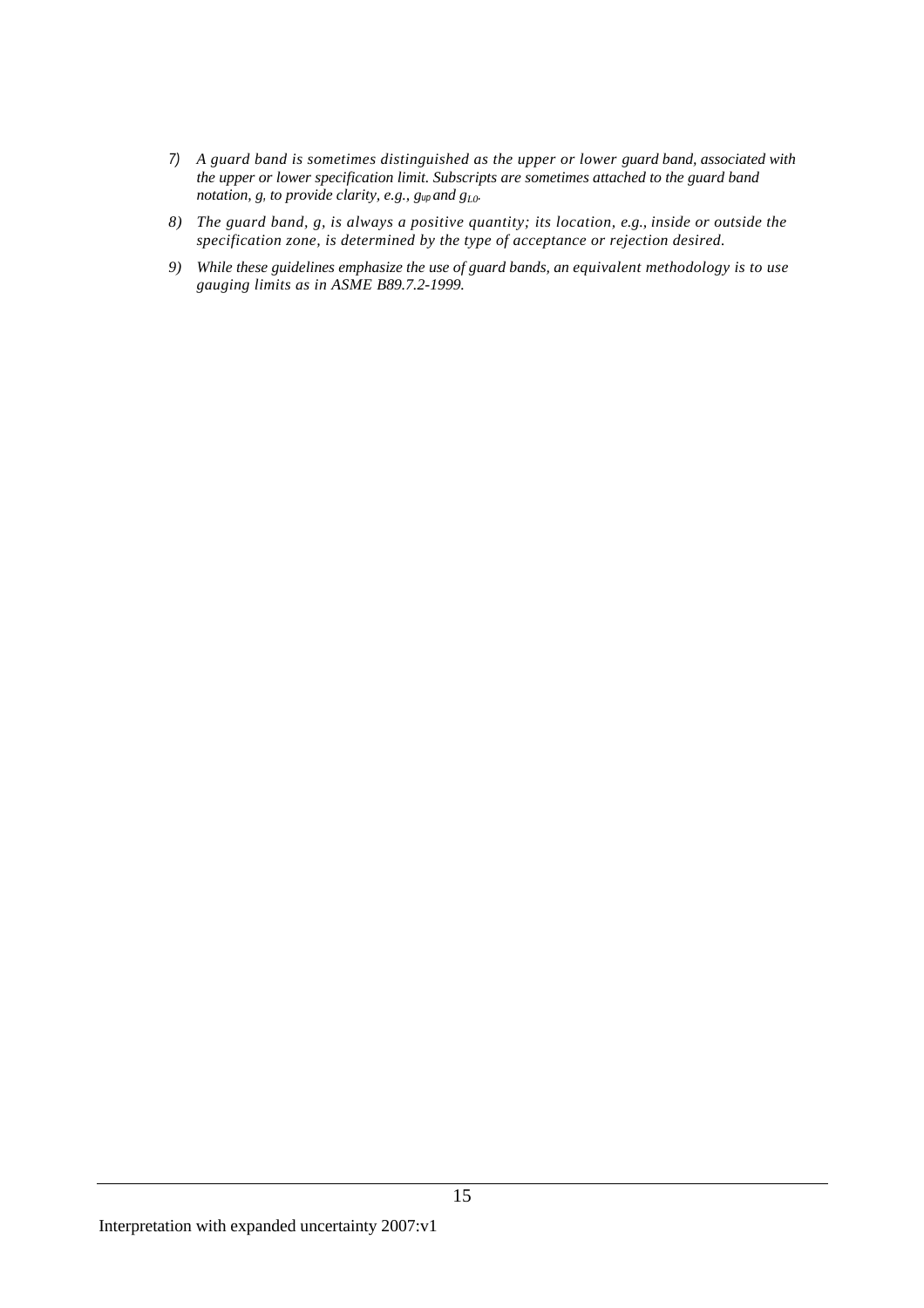7) *A guard band is sometimes distinguished as the upper or lower guard band, associated with the upper or lower specification limit. Subscripts are sometimes attached to the guard band notation, g, to provide clarity, e.g., $g_{up}$ and $g_{LO}$.*

8) *The guard band, g, is always a positive quantity; its location, e.g., inside or outside the specification zone, is determined by the type of acceptance or rejection desired.*

9) *While these guidelines emphasize the use of guard bands, an equivalent methodology is to use gauging limits as in ASME B89.7.2-1999.*